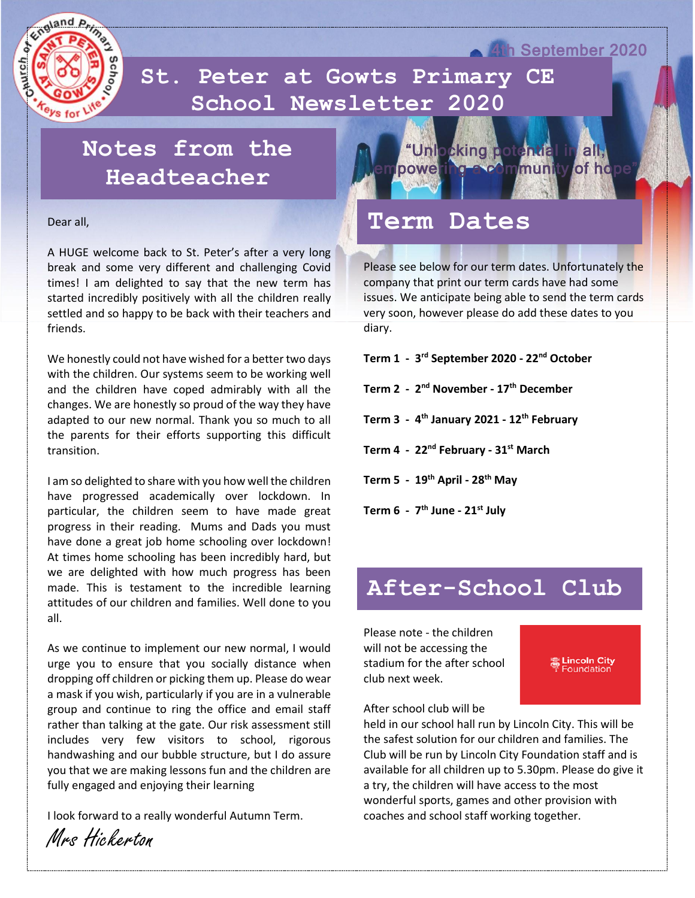4th September 2020

# St. Peter at Gowts Primary CE School Newsletter 2020

"Unlocking potential in all, empowering a community of hope"

## Notes from the Headteacher

Dear all,

A HUGE welcome back to St. Peter's after a very long break and some very different and challenging Covid times! I am delighted to say that the new term has started incredibly positively with all the children really settled and so happy to be back with their teachers and friends.

We honestly could not have wished for a better two days with the children. Our systems seem to be working well and the children have coped admirably with all the changes. We are honestly so proud of the way they have adapted to our new normal. Thank you so much to all the parents for their efforts supporting this difficult transition.

I am so delighted to share with you how well the children have progressed academically over lockdown. In particular, the children seem to have made great progress in their reading. Mums and Dads you must have done a great job home schooling over lockdown! At times home schooling has been incredibly hard, but we are delighted with how much progress has been made. This is testament to the incredible learning attitudes of our children and families. Well done to you all.

As we continue to implement our new normal, I would urge you to ensure that you socially distance when dropping off children or picking them up. Please do wear a mask if you wish, particularly if you are in a vulnerable group and continue to ring the office and email staff rather than talking at the gate. Our risk assessment still includes very few visitors to school, rigorous handwashing and our bubble structure, but I do assure you that we are making lessons fun and the children are fully engaged and enjoying their learning

I look forward to a really wonderful Autumn Term.

*Mrs Hickerton*

## Term Dates

Please see below for our term dates. Unfortunately the company that print our term cards have had some issues. We anticipate being able to send the term cards very soon, however please do add these dates to you diary.

**Term 1 - 3rd September 2020 - 22nd October**

**Term 2 - 2nd November - 17th December**

**Term 3 - 4th January 2021 - 12th February**

**Term 4 - 22nd February - 31st March**

**Term 5 - 19th April - 28th May**

**Term 6 - 7th June - 21st July**

## After-School Club

Please note - the children will not be accessing the stadium for the after school club next week.

Lincoln City Foundation

After school club will be held in our school hall run by Lincoln City. This will be the safest solution for our children and families. The Club will be run by Lincoln City Foundation staff and is available for all children up to 5.30pm. Please do give it a try, the children will have access to the most wonderful sports, games and other provision with coaches and school staff working together.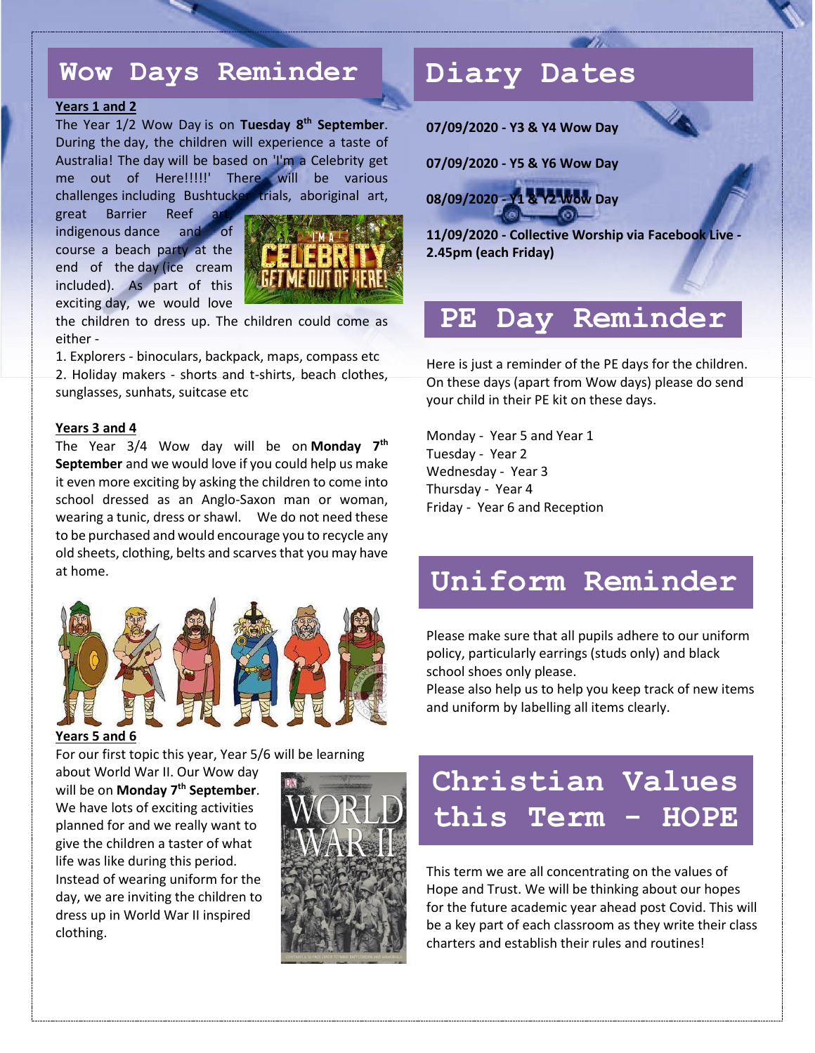## Wow Days Reminder

**Years 1 and 2**

The Year 1/2 Wow Day is on **Tuesday 8th September**. During the day, the children will experience a taste of Australia! The day will be based on 'I'm a Celebrity get me out of Here!!!!!' There will be various challenges including Bushtucker trials, aboriginal art, great Barrier Reef art, indigenous dance and of course a beach party at the end of the day (ice cream included). As part of this exciting day, we would love the children to dress up. The children could come as either -

1. Explorers - binoculars, backpack, maps, compass etc
2. Holiday makers - shorts and t-shirts, beach clothes, sunglasses, sunhats, suitcase etc

**Years 3 and 4**

The Year 3/4 Wow day will be on **Monday 7th September** and we would love if you could help us make it even more exciting by asking the children to come into school dressed as an Anglo-Saxon man or woman, wearing a tunic, dress or shawl. We do not need these to be purchased and would encourage you to recycle any old sheets, clothing, belts and scarves that you may have at home.

**Years 5 and 6**

For our first topic this year, Year 5/6 will be learning about World War II. Our Wow day will be on **Monday 7th September**. We have lots of exciting activities planned for and we really want to give the children a taster of what life was like during this period. Instead of wearing uniform for the day, we are inviting the children to dress up in World War II inspired clothing.

## Diary Dates

**07/09/2020 - Y3 & Y4 Wow Day**

**07/09/2020 - Y5 & Y6 Wow Day**

**08/09/2020 - Y1 & Y2 Wow Day**

**11/09/2020 - Collective Worship via Facebook Live - 2.45pm (each Friday)**

## PE Day Reminder

Here is just a reminder of the PE days for the children. On these days (apart from Wow days) please do send your child in their PE kit on these days.

Monday - Year 5 and Year 1
Tuesday - Year 2
Wednesday - Year 3
Thursday - Year 4
Friday - Year 6 and Reception

## Uniform Reminder

Please make sure that all pupils adhere to our uniform policy, particularly earrings (studs only) and black school shoes only please.
Please also help us to help you keep track of new items and uniform by labelling all items clearly.

## Christian Values this Term - HOPE

This term we are all concentrating on the values of Hope and Trust. We will be thinking about our hopes for the future academic year ahead post Covid. This will be a key part of each classroom as they write their class charters and establish their rules and routines!